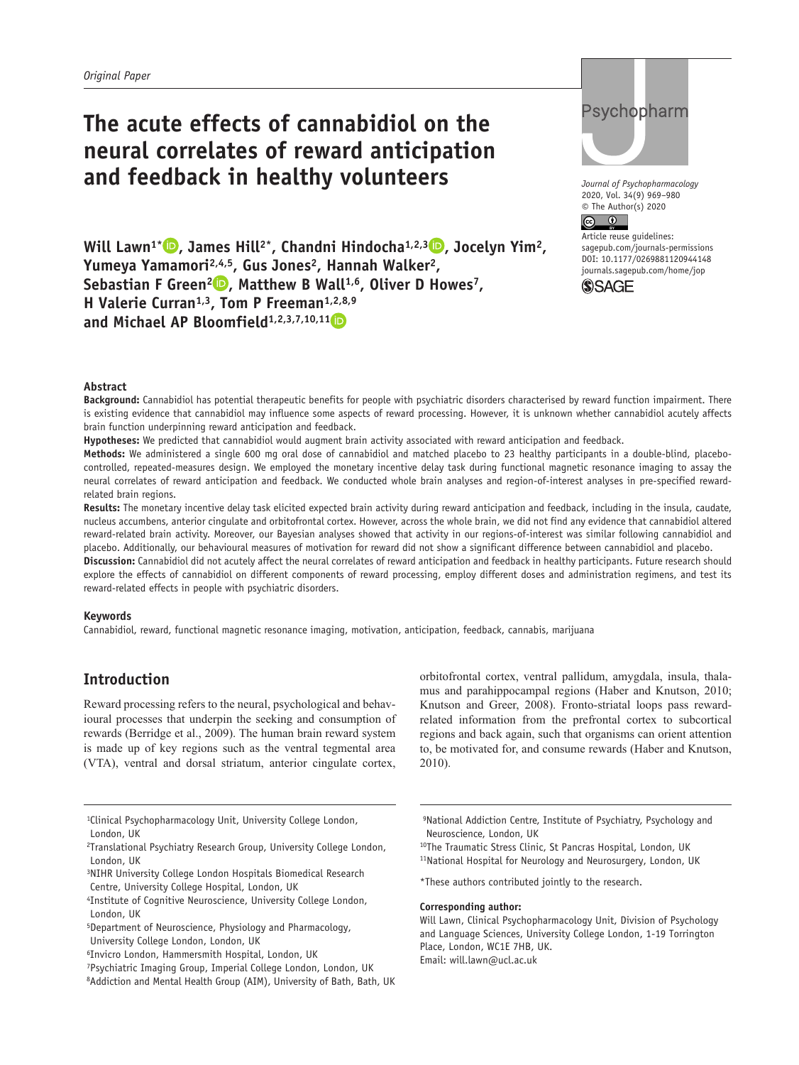Original Paper

# The acute effects of cannabidiol on the neural correlates of reward anticipation and feedback in healthy volunteers

Journal of Psychopharmacology
2020, Vol. 34(9) 969–980
© The Author(s) 2020
Article reuse guidelines:
sagepub.com/journals-permissions
DOI: 10.1177/0269881120944148
journals.sagepub.com/home/jop

**Will Lawn[1]*, James Hill[2]*, Chandni Hindocha[1,2,3], Jocelyn Yim[2], Yumeya Yamamori[2,4,5], Gus Jones[2], Hannah Walker[2], Sebastian F Green[2], Matthew B Wall[1,6], Oliver D Howes[7], H Valerie Curran[1,3], Tom P Freeman[1,2,8,9] and Michael AP Bloomfield[1,2,3,7,10,11]**

### Abstract

**Background:** Cannabidiol has potential therapeutic benefits for people with psychiatric disorders characterised by reward function impairment. There is existing evidence that cannabidiol may influence some aspects of reward processing. However, it is unknown whether cannabidiol acutely affects brain function underpinning reward anticipation and feedback.

**Hypotheses:** We predicted that cannabidiol would augment brain activity associated with reward anticipation and feedback.

**Methods:** We administered a single 600 mg oral dose of cannabidiol and matched placebo to 23 healthy participants in a double-blind, placebo-controlled, repeated-measures design. We employed the monetary incentive delay task during functional magnetic resonance imaging to assay the neural correlates of reward anticipation and feedback. We conducted whole brain analyses and region-of-interest analyses in pre-specified reward-related brain regions.

**Results:** The monetary incentive delay task elicited expected brain activity during reward anticipation and feedback, including in the insula, caudate, nucleus accumbens, anterior cingulate and orbitofrontal cortex. However, across the whole brain, we did not find any evidence that cannabidiol altered reward-related brain activity. Moreover, our Bayesian analyses showed that activity in our regions-of-interest was similar following cannabidiol and placebo. Additionally, our behavioural measures of motivation for reward did not show a significant difference between cannabidiol and placebo.

**Discussion:** Cannabidiol did not acutely affect the neural correlates of reward anticipation and feedback in healthy participants. Future research should explore the effects of cannabidiol on different components of reward processing, employ different doses and administration regimens, and test its reward-related effects in people with psychiatric disorders.

### Keywords

Cannabidiol, reward, functional magnetic resonance imaging, motivation, anticipation, feedback, cannabis, marijuana

## Introduction

Reward processing refers to the neural, psychological and behavioural processes that underpin the seeking and consumption of rewards (Berridge et al., 2009). The human brain reward system is made up of key regions such as the ventral tegmental area (VTA), ventral and dorsal striatum, anterior cingulate cortex, orbitofrontal cortex, ventral pallidum, amygdala, insula, thalamus and parahippocampal regions (Haber and Knutson, 2010; Knutson and Greer, 2008). Fronto-striatal loops pass reward-related information from the prefrontal cortex to subcortical regions and back again, such that organisms can orient attention to, be motivated for, and consume rewards (Haber and Knutson, 2010).

[1]Clinical Psychopharmacology Unit, University College London, London, UK
[2]Translational Psychiatry Research Group, University College London, London, UK
[3]NIHR University College London Hospitals Biomedical Research Centre, University College Hospital, London, UK
[4]Institute of Cognitive Neuroscience, University College London, London, UK
[5]Department of Neuroscience, Physiology and Pharmacology, University College London, London, UK
[6]Invicro London, Hammersmith Hospital, London, UK
[7]Psychiatric Imaging Group, Imperial College London, London, UK
[8]Addiction and Mental Health Group (AIM), University of Bath, Bath, UK
[9]National Addiction Centre, Institute of Psychiatry, Psychology and Neuroscience, London, UK
[10]The Traumatic Stress Clinic, St Pancras Hospital, London, UK
[11]National Hospital for Neurology and Neurosurgery, London, UK

*These authors contributed jointly to the research.

**Corresponding author:**
Will Lawn, Clinical Psychopharmacology Unit, Division of Psychology and Language Sciences, University College London, 1-19 Torrington Place, London, WC1E 7HB, UK.
Email: will.lawn@ucl.ac.uk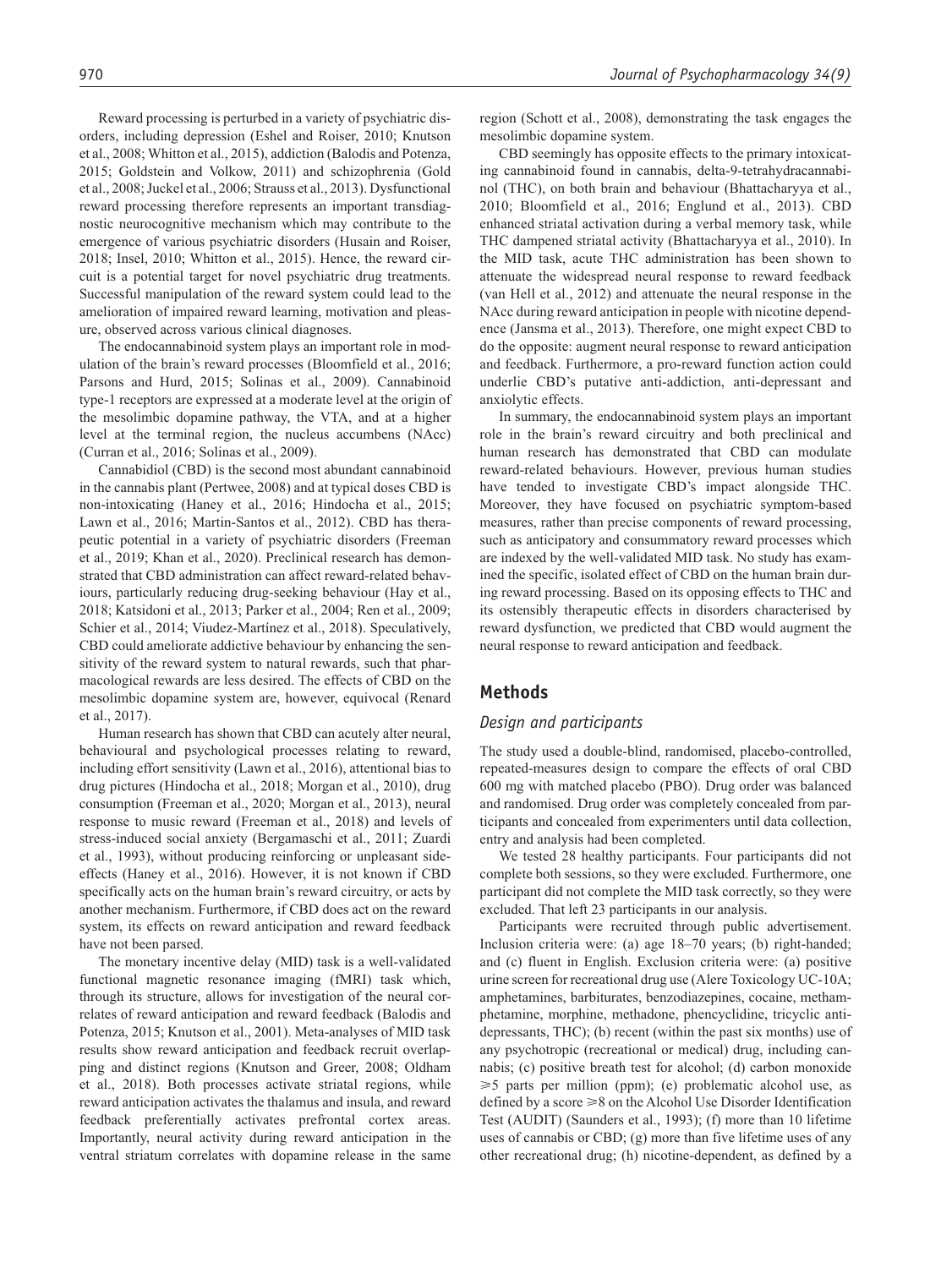Reward processing is perturbed in a variety of psychiatric disorders, including depression (Eshel and Roiser, 2010; Knutson et al., 2008; Whitton et al., 2015), addiction (Balodis and Potenza, 2015; Goldstein and Volkow, 2011) and schizophrenia (Gold et al., 2008; Juckel et al., 2006; Strauss et al., 2013). Dysfunctional reward processing therefore represents an important transdiagnostic neurocognitive mechanism which may contribute to the emergence of various psychiatric disorders (Husain and Roiser, 2018; Insel, 2010; Whitton et al., 2015). Hence, the reward circuit is a potential target for novel psychiatric drug treatments. Successful manipulation of the reward system could lead to the amelioration of impaired reward learning, motivation and pleasure, observed across various clinical diagnoses.

The endocannabinoid system plays an important role in modulation of the brain's reward processes (Bloomfield et al., 2016; Parsons and Hurd, 2015; Solinas et al., 2009). Cannabinoid type-1 receptors are expressed at a moderate level at the origin of the mesolimbic dopamine pathway, the VTA, and at a higher level at the terminal region, the nucleus accumbens (NAcc) (Curran et al., 2016; Solinas et al., 2009).

Cannabidiol (CBD) is the second most abundant cannabinoid in the cannabis plant (Pertwee, 2008) and at typical doses CBD is non-intoxicating (Haney et al., 2016; Hindocha et al., 2015; Lawn et al., 2016; Martin-Santos et al., 2012). CBD has therapeutic potential in a variety of psychiatric disorders (Freeman et al., 2019; Khan et al., 2020). Preclinical research has demonstrated that CBD administration can affect reward-related behaviours, particularly reducing drug-seeking behaviour (Hay et al., 2018; Katsidoni et al., 2013; Parker et al., 2004; Ren et al., 2009; Schier et al., 2014; Viudez-Martínez et al., 2018). Speculatively, CBD could ameliorate addictive behaviour by enhancing the sensitivity of the reward system to natural rewards, such that pharmacological rewards are less desired. The effects of CBD on the mesolimbic dopamine system are, however, equivocal (Renard et al., 2017).

Human research has shown that CBD can acutely alter neural, behavioural and psychological processes relating to reward, including effort sensitivity (Lawn et al., 2016), attentional bias to drug pictures (Hindocha et al., 2018; Morgan et al., 2010), drug consumption (Freeman et al., 2020; Morgan et al., 2013), neural response to music reward (Freeman et al., 2018) and levels of stress-induced social anxiety (Bergamaschi et al., 2011; Zuardi et al., 1993), without producing reinforcing or unpleasant side-effects (Haney et al., 2016). However, it is not known if CBD specifically acts on the human brain's reward circuitry, or acts by another mechanism. Furthermore, if CBD does act on the reward system, its effects on reward anticipation and reward feedback have not been parsed.

The monetary incentive delay (MID) task is a well-validated functional magnetic resonance imaging (fMRI) task which, through its structure, allows for investigation of the neural correlates of reward anticipation and reward feedback (Balodis and Potenza, 2015; Knutson et al., 2001). Meta-analyses of MID task results show reward anticipation and feedback recruit overlapping and distinct regions (Knutson and Greer, 2008; Oldham et al., 2018). Both processes activate striatal regions, while reward anticipation activates the thalamus and insula, and reward feedback preferentially activates prefrontal cortex areas. Importantly, neural activity during reward anticipation in the ventral striatum correlates with dopamine release in the same region (Schott et al., 2008), demonstrating the task engages the mesolimbic dopamine system.

CBD seemingly has opposite effects to the primary intoxicating cannabinoid found in cannabis, delta-9-tetrahydracannabinol (THC), on both brain and behaviour (Bhattacharyya et al., 2010; Bloomfield et al., 2016; Englund et al., 2013). CBD enhanced striatal activation during a verbal memory task, while THC dampened striatal activity (Bhattacharyya et al., 2010). In the MID task, acute THC administration has been shown to attenuate the widespread neural response to reward feedback (van Hell et al., 2012) and attenuate the neural response in the NAcc during reward anticipation in people with nicotine dependence (Jansma et al., 2013). Therefore, one might expect CBD to do the opposite: augment neural response to reward anticipation and feedback. Furthermore, a pro-reward function action could underlie CBD's putative anti-addiction, anti-depressant and anxiolytic effects.

In summary, the endocannabinoid system plays an important role in the brain's reward circuitry and both preclinical and human research has demonstrated that CBD can modulate reward-related behaviours. However, previous human studies have tended to investigate CBD's impact alongside THC. Moreover, they have focused on psychiatric symptom-based measures, rather than precise components of reward processing, such as anticipatory and consummatory reward processes which are indexed by the well-validated MID task. No study has examined the specific, isolated effect of CBD on the human brain during reward processing. Based on its opposing effects to THC and its ostensibly therapeutic effects in disorders characterised by reward dysfunction, we predicted that CBD would augment the neural response to reward anticipation and feedback.

## Methods

### Design and participants

The study used a double-blind, randomised, placebo-controlled, repeated-measures design to compare the effects of oral CBD 600 mg with matched placebo (PBO). Drug order was balanced and randomised. Drug order was completely concealed from participants and concealed from experimenters until data collection, entry and analysis had been completed.

We tested 28 healthy participants. Four participants did not complete both sessions, so they were excluded. Furthermore, one participant did not complete the MID task correctly, so they were excluded. That left 23 participants in our analysis.

Participants were recruited through public advertisement. Inclusion criteria were: (a) age 18–70 years; (b) right-handed; and (c) fluent in English. Exclusion criteria were: (a) positive urine screen for recreational drug use (Alere Toxicology UC-10A; amphetamines, barbiturates, benzodiazepines, cocaine, methamphetamine, morphine, methadone, phencyclidine, tricyclic antidepressants, THC); (b) recent (within the past six months) use of any psychotropic (recreational or medical) drug, including cannabis; (c) positive breath test for alcohol; (d) carbon monoxide $\geqslant 5$ parts per million (ppm); (e) problematic alcohol use, as defined by a score $\geqslant 8$ on the Alcohol Use Disorder Identification Test (AUDIT) (Saunders et al., 1993); (f) more than 10 lifetime uses of cannabis or CBD; (g) more than five lifetime uses of any other recreational drug; (h) nicotine-dependent, as defined by a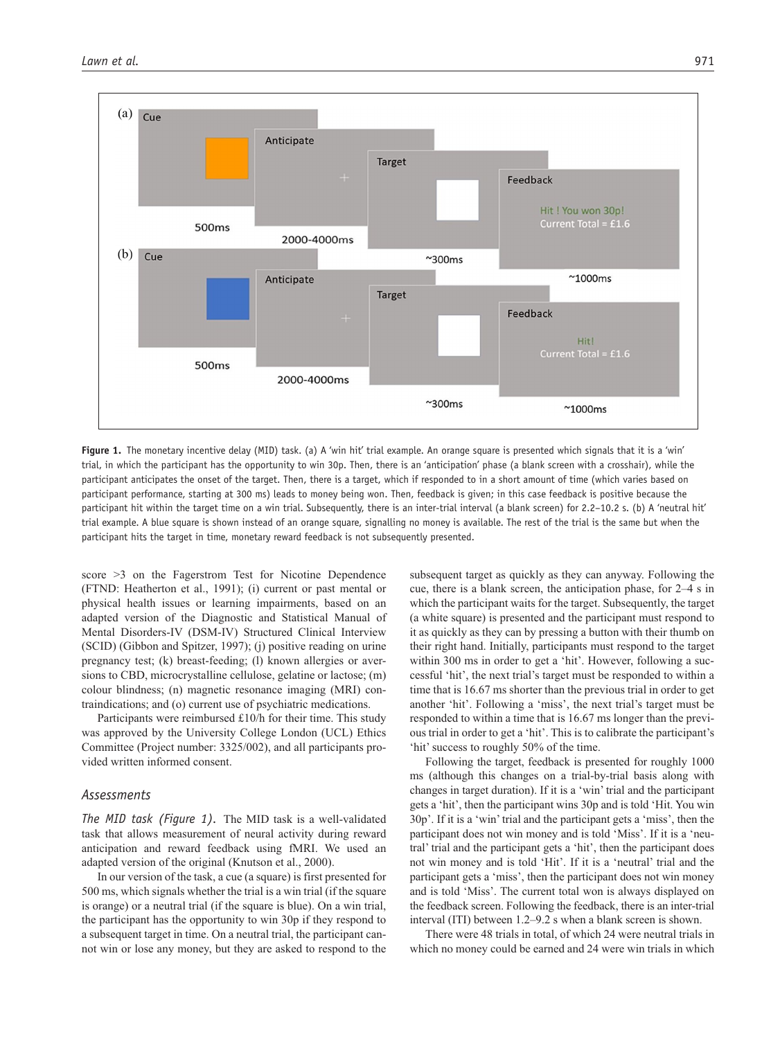**Figure 1.** The monetary incentive delay (MID) task. (a) A 'win hit' trial example. An orange square is presented which signals that it is a 'win' trial, in which the participant has the opportunity to win 30p. Then, there is an 'anticipation' phase (a blank screen with a crosshair), while the participant anticipates the onset of the target. Then, there is a target, which if responded to in a short amount of time (which varies based on participant performance, starting at 300 ms) leads to money being won. Then, feedback is given; in this case feedback is positive because the participant hit within the target time on a win trial. Subsequently, there is an inter-trial interval (a blank screen) for 2.2–10.2 s. (b) A 'neutral hit' trial example. A blue square is shown instead of an orange square, signalling no money is available. The rest of the trial is the same but when the participant hits the target in time, monetary reward feedback is not subsequently presented.

score >3 on the Fagerstrom Test for Nicotine Dependence (FTND: Heatherton et al., 1991); (i) current or past mental or physical health issues or learning impairments, based on an adapted version of the Diagnostic and Statistical Manual of Mental Disorders-IV (DSM-IV) Structured Clinical Interview (SCID) (Gibbon and Spitzer, 1997); (j) positive reading on urine pregnancy test; (k) breast-feeding; (l) known allergies or aversions to CBD, microcrystalline cellulose, gelatine or lactose; (m) colour blindness; (n) magnetic resonance imaging (MRI) contraindications; and (o) current use of psychiatric medications.

Participants were reimbursed £10/h for their time. This study was approved by the University College London (UCL) Ethics Committee (Project number: 3325/002), and all participants provided written informed consent.

## Assessments

*The MID task (Figure 1).* The MID task is a well-validated task that allows measurement of neural activity during reward anticipation and reward feedback using fMRI. We used an adapted version of the original (Knutson et al., 2000).

In our version of the task, a cue (a square) is first presented for 500 ms, which signals whether the trial is a win trial (if the square is orange) or a neutral trial (if the square is blue). On a win trial, the participant has the opportunity to win 30p if they respond to a subsequent target in time. On a neutral trial, the participant cannot win or lose any money, but they are asked to respond to the subsequent target as quickly as they can anyway. Following the cue, there is a blank screen, the anticipation phase, for 2–4 s in which the participant waits for the target. Subsequently, the target (a white square) is presented and the participant must respond to it as quickly as they can by pressing a button with their thumb on their right hand. Initially, participants must respond to the target within 300 ms in order to get a 'hit'. However, following a successful 'hit', the next trial's target must be responded to within a time that is 16.67 ms shorter than the previous trial in order to get another 'hit'. Following a 'miss', the next trial's target must be responded to within a time that is 16.67 ms longer than the previous trial in order to get a 'hit'. This is to calibrate the participant's 'hit' success to roughly 50% of the time.

Following the target, feedback is presented for roughly 1000 ms (although this changes on a trial-by-trial basis along with changes in target duration). If it is a 'win' trial and the participant gets a 'hit', then the participant wins 30p and is told 'Hit. You win 30p'. If it is a 'win' trial and the participant gets a 'miss', then the participant does not win money and is told 'Miss'. If it is a 'neutral' trial and the participant gets a 'hit', then the participant does not win money and is told 'Hit'. If it is a 'neutral' trial and the participant gets a 'miss', then the participant does not win money and is told 'Miss'. The current total won is always displayed on the feedback screen. Following the feedback, there is an inter-trial interval (ITI) between 1.2–9.2 s when a blank screen is shown.

There were 48 trials in total, of which 24 were neutral trials in which no money could be earned and 24 were win trials in which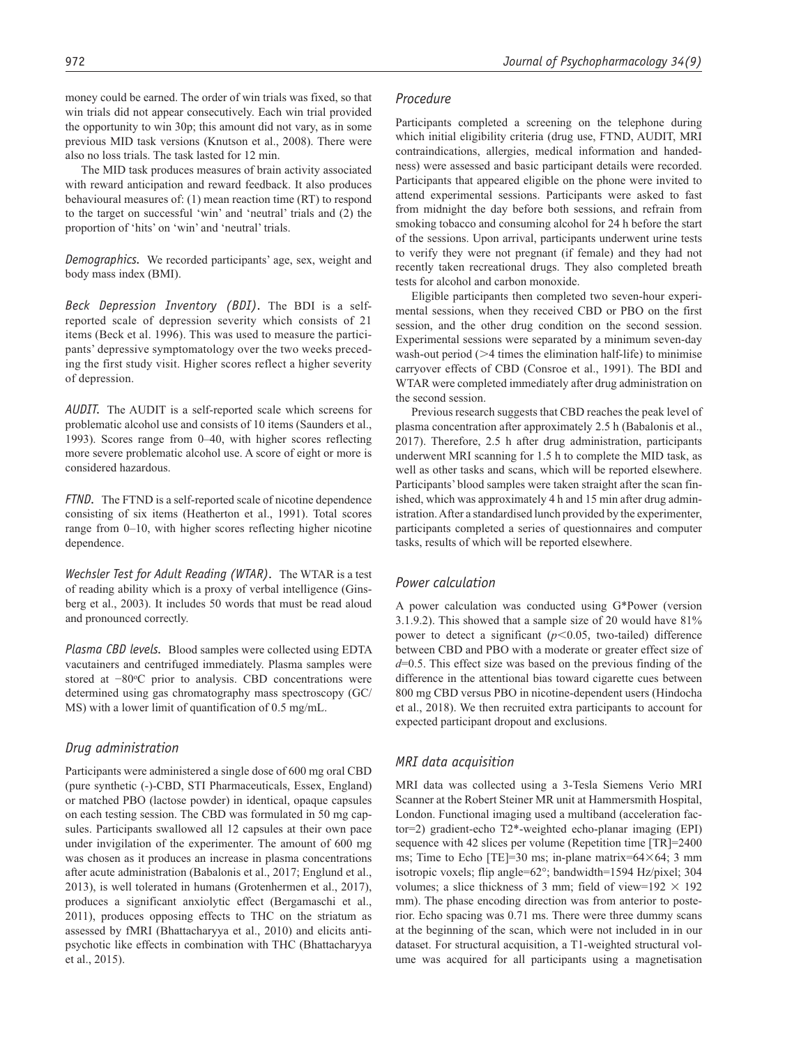money could be earned. The order of win trials was fixed, so that win trials did not appear consecutively. Each win trial provided the opportunity to win 30p; this amount did not vary, as in some previous MID task versions (Knutson et al., 2008). There were also no loss trials. The task lasted for 12 min.

The MID task produces measures of brain activity associated with reward anticipation and reward feedback. It also produces behavioural measures of: (1) mean reaction time (RT) to respond to the target on successful 'win' and 'neutral' trials and (2) the proportion of 'hits' on 'win' and 'neutral' trials.

*Demographics.* We recorded participants' age, sex, weight and body mass index (BMI).

*Beck Depression Inventory (BDI).* The BDI is a self-reported scale of depression severity which consists of 21 items (Beck et al. 1996). This was used to measure the participants' depressive symptomatology over the two weeks preceding the first study visit. Higher scores reflect a higher severity of depression.

*AUDIT.* The AUDIT is a self-reported scale which screens for problematic alcohol use and consists of 10 items (Saunders et al., 1993). Scores range from 0–40, with higher scores reflecting more severe problematic alcohol use. A score of eight or more is considered hazardous.

*FTND.* The FTND is a self-reported scale of nicotine dependence consisting of six items (Heatherton et al., 1991). Total scores range from 0–10, with higher scores reflecting higher nicotine dependence.

*Wechsler Test for Adult Reading (WTAR).* The WTAR is a test of reading ability which is a proxy of verbal intelligence (Ginsberg et al., 2003). It includes 50 words that must be read aloud and pronounced correctly.

*Plasma CBD levels.* Blood samples were collected using EDTA vacutainers and centrifuged immediately. Plasma samples were stored at −80°C prior to analysis. CBD concentrations were determined using gas chromatography mass spectroscopy (GC/MS) with a lower limit of quantification of 0.5 mg/mL.

### Drug administration

Participants were administered a single dose of 600 mg oral CBD (pure synthetic (-)-CBD, STI Pharmaceuticals, Essex, England) or matched PBO (lactose powder) in identical, opaque capsules on each testing session. The CBD was formulated in 50 mg capsules. Participants swallowed all 12 capsules at their own pace under invigilation of the experimenter. The amount of 600 mg was chosen as it produces an increase in plasma concentrations after acute administration (Babalonis et al., 2017; Englund et al., 2013), is well tolerated in humans (Grotenhermen et al., 2017), produces a significant anxiolytic effect (Bergamaschi et al., 2011), produces opposing effects to THC on the striatum as assessed by fMRI (Bhattacharyya et al., 2010) and elicits antipsychotic like effects in combination with THC (Bhattacharyya et al., 2015).

### Procedure

Participants completed a screening on the telephone during which initial eligibility criteria (drug use, FTND, AUDIT, MRI contraindications, allergies, medical information and handedness) were assessed and basic participant details were recorded. Participants that appeared eligible on the phone were invited to attend experimental sessions. Participants were asked to fast from midnight the day before both sessions, and refrain from smoking tobacco and consuming alcohol for 24 h before the start of the sessions. Upon arrival, participants underwent urine tests to verify they were not pregnant (if female) and they had not recently taken recreational drugs. They also completed breath tests for alcohol and carbon monoxide.

Eligible participants then completed two seven-hour experimental sessions, when they received CBD or PBO on the first session, and the other drug condition on the second session. Experimental sessions were separated by a minimum seven-day wash-out period (>4 times the elimination half-life) to minimise carryover effects of CBD (Consroe et al., 1991). The BDI and WTAR were completed immediately after drug administration on the second session.

Previous research suggests that CBD reaches the peak level of plasma concentration after approximately 2.5 h (Babalonis et al., 2017). Therefore, 2.5 h after drug administration, participants underwent MRI scanning for 1.5 h to complete the MID task, as well as other tasks and scans, which will be reported elsewhere. Participants' blood samples were taken straight after the scan finished, which was approximately 4 h and 15 min after drug administration. After a standardised lunch provided by the experimenter, participants completed a series of questionnaires and computer tasks, results of which will be reported elsewhere.

### Power calculation

A power calculation was conducted using G*Power (version 3.1.9.2). This showed that a sample size of 20 would have 81% power to detect a significant ($p<0.05$, two-tailed) difference between CBD and PBO with a moderate or greater effect size of $d$=0.5. This effect size was based on the previous finding of the difference in the attentional bias toward cigarette cues between 800 mg CBD versus PBO in nicotine-dependent users (Hindocha et al., 2018). We then recruited extra participants to account for expected participant dropout and exclusions.

### MRI data acquisition

MRI data was collected using a 3-Tesla Siemens Verio MRI Scanner at the Robert Steiner MR unit at Hammersmith Hospital, London. Functional imaging used a multiband (acceleration factor=2) gradient-echo T2*-weighted echo-planar imaging (EPI) sequence with 42 slices per volume (Repetition time [TR]=2400 ms; Time to Echo [TE]=30 ms; in-plane matrix=64×64; 3 mm isotropic voxels; flip angle=62°; bandwidth=1594 Hz/pixel; 304 volumes; a slice thickness of 3 mm; field of view=192 × 192 mm). The phase encoding direction was from anterior to posterior. Echo spacing was 0.71 ms. There were three dummy scans at the beginning of the scan, which were not included in in our dataset. For structural acquisition, a T1-weighted structural volume was acquired for all participants using a magnetisation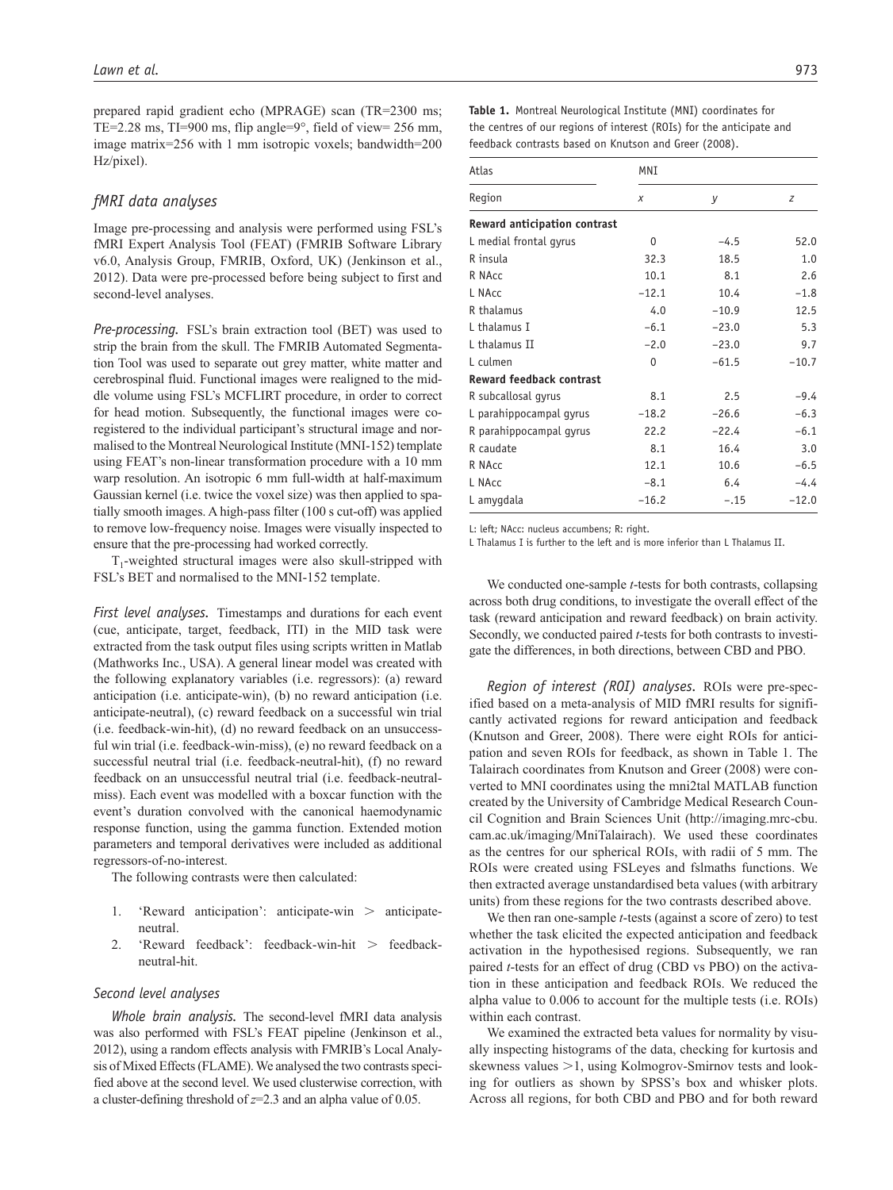prepared rapid gradient echo (MPRAGE) scan (TR=2300 ms; TE=2.28 ms, TI=900 ms, flip angle=9°, field of view= 256 mm, image matrix=256 with 1 mm isotropic voxels; bandwidth=200 Hz/pixel).

## fMRI data analyses

Image pre-processing and analysis were performed using FSL's fMRI Expert Analysis Tool (FEAT) (FMRIB Software Library v6.0, Analysis Group, FMRIB, Oxford, UK) (Jenkinson et al., 2012). Data were pre-processed before being subject to first and second-level analyses.

*Pre-processing.* FSL's brain extraction tool (BET) was used to strip the brain from the skull. The FMRIB Automated Segmentation Tool was used to separate out grey matter, white matter and cerebrospinal fluid. Functional images were realigned to the middle volume using FSL's MCFLIRT procedure, in order to correct for head motion. Subsequently, the functional images were co-registered to the individual participant's structural image and normalised to the Montreal Neurological Institute (MNI-152) template using FEAT's non-linear transformation procedure with a 10 mm warp resolution. An isotropic 6 mm full-width at half-maximum Gaussian kernel (i.e. twice the voxel size) was then applied to spatially smooth images. A high-pass filter (100 s cut-off) was applied to remove low-frequency noise. Images were visually inspected to ensure that the pre-processing had worked correctly.

$T_1$-weighted structural images were also skull-stripped with FSL's BET and normalised to the MNI-152 template.

*First level analyses.* Timestamps and durations for each event (cue, anticipate, target, feedback, ITI) in the MID task were extracted from the task output files using scripts written in Matlab (Mathworks Inc., USA). A general linear model was created with the following explanatory variables (i.e. regressors): (a) reward anticipation (i.e. anticipate-win), (b) no reward anticipation (i.e. anticipate-neutral), (c) reward feedback on a successful win trial (i.e. feedback-win-hit), (d) no reward feedback on an unsuccessful win trial (i.e. feedback-win-miss), (e) no reward feedback on a successful neutral trial (i.e. feedback-neutral-hit), (f) no reward feedback on an unsuccessful neutral trial (i.e. feedback-neutral-miss). Each event was modelled with a boxcar function with the event's duration convolved with the canonical haemodynamic response function, using the gamma function. Extended motion parameters and temporal derivatives were included as additional regressors-of-no-interest.

The following contrasts were then calculated:

1. 'Reward anticipation': anticipate-win > anticipate-neutral.
2. 'Reward feedback': feedback-win-hit > feedback-neutral-hit.

### Second level analyses

*Whole brain analysis.* The second-level fMRI data analysis was also performed with FSL's FEAT pipeline (Jenkinson et al., 2012), using a random effects analysis with FMRIB's Local Analysis of Mixed Effects (FLAME). We analysed the two contrasts specified above at the second level. We used clusterwise correction, with a cluster-defining threshold of $z$=2.3 and an alpha value of 0.05.

**Table 1.** Montreal Neurological Institute (MNI) coordinates for the centres of our regions of interest (ROIs) for the anticipate and feedback contrasts based on Knutson and Greer (2008).

| Atlas | MNI | | |
|---|---|---|---|
| Region | *x* | *y* | *z* |
| **Reward anticipation contrast** | | | |
| L medial frontal gyrus | 0 | −4.5 | 52.0 |
| R insula | 32.3 | 18.5 | 1.0 |
| R NAcc | 10.1 | 8.1 | 2.6 |
| L NAcc | −12.1 | 10.4 | −1.8 |
| R thalamus | 4.0 | −10.9 | 12.5 |
| L thalamus I | −6.1 | −23.0 | 5.3 |
| L thalamus II | −2.0 | −23.0 | 9.7 |
| L culmen | 0 | −61.5 | −10.7 |
| **Reward feedback contrast** | | | |
| R subcallosal gyrus | 8.1 | 2.5 | −9.4 |
| L parahippocampal gyrus | −18.2 | −26.6 | −6.3 |
| R parahippocampal gyrus | 22.2 | −22.4 | −6.1 |
| R caudate | 8.1 | 16.4 | 3.0 |
| R NAcc | 12.1 | 10.6 | −6.5 |
| L NAcc | −8.1 | 6.4 | −4.4 |
| L amygdala | −16.2 | −.15 | −12.0 |

L: left; NAcc: nucleus accumbens; R: right.

L Thalamus I is further to the left and is more inferior than L Thalamus II.

We conducted one-sample *t*-tests for both contrasts, collapsing across both drug conditions, to investigate the overall effect of the task (reward anticipation and reward feedback) on brain activity. Secondly, we conducted paired *t*-tests for both contrasts to investigate the differences, in both directions, between CBD and PBO.

*Region of interest (ROI) analyses.* ROIs were pre-specified based on a meta-analysis of MID fMRI results for significantly activated regions for reward anticipation and feedback (Knutson and Greer, 2008). There were eight ROIs for anticipation and seven ROIs for feedback, as shown in Table 1. The Talairach coordinates from Knutson and Greer (2008) were converted to MNI coordinates using the mni2tal MATLAB function created by the University of Cambridge Medical Research Council Cognition and Brain Sciences Unit (http://imaging.mrc-cbu.cam.ac.uk/imaging/MniTalairach). We used these coordinates as the centres for our spherical ROIs, with radii of 5 mm. The ROIs were created using FSLeyes and fslmaths functions. We then extracted average unstandardised beta values (with arbitrary units) from these regions for the two contrasts described above.

We then ran one-sample *t*-tests (against a score of zero) to test whether the task elicited the expected anticipation and feedback activation in the hypothesised regions. Subsequently, we ran paired *t*-tests for an effect of drug (CBD vs PBO) on the activation in these anticipation and feedback ROIs. We reduced the alpha value to 0.006 to account for the multiple tests (i.e. ROIs) within each contrast.

We examined the extracted beta values for normality by visually inspecting histograms of the data, checking for kurtosis and skewness values >1, using Kolmogrov-Smirnov tests and looking for outliers as shown by SPSS's box and whisker plots. Across all regions, for both CBD and PBO and for both reward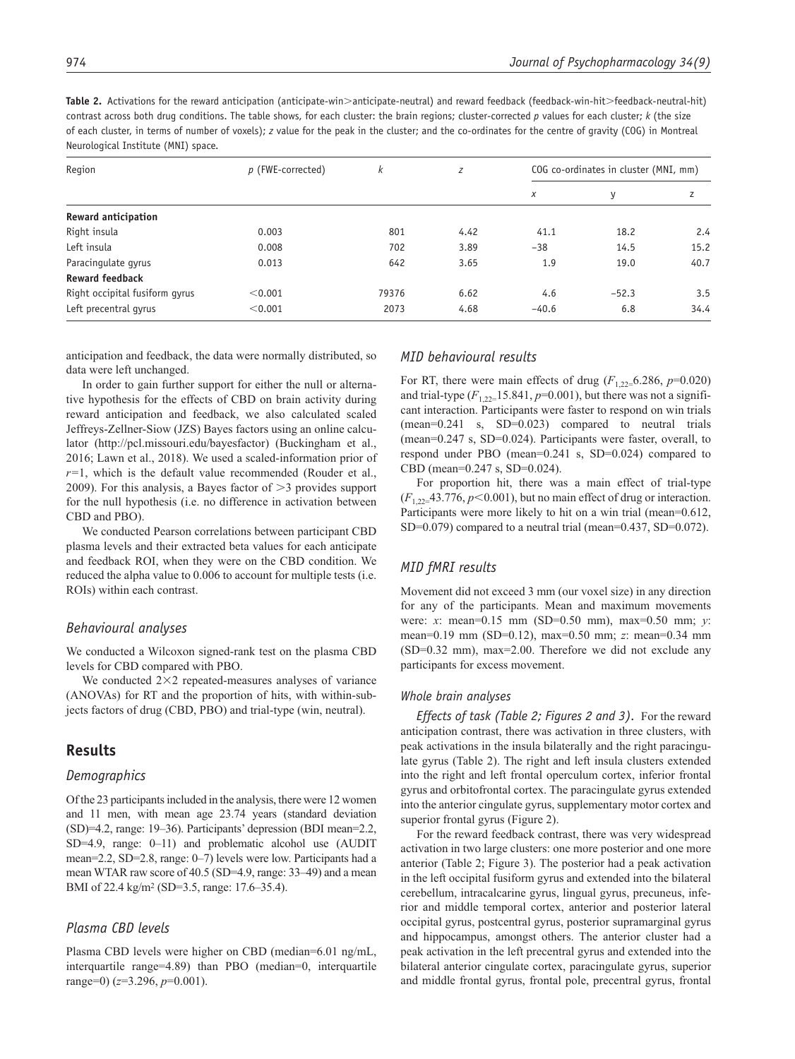**Table 2.** Activations for the reward anticipation (anticipate-win>anticipate-neutral) and reward feedback (feedback-win-hit>feedback-neutral-hit) contrast across both drug conditions. The table shows, for each cluster: the brain regions; cluster-corrected *p* values for each cluster; *k* (the size of each cluster, in terms of number of voxels); *z* value for the peak in the cluster; and the co-ordinates for the centre of gravity (COG) in Montreal Neurological Institute (MNI) space.

| Region | *p* (FWE-corrected) | *k* | *z* | COG co-ordinates in cluster (MNI, mm) | | |
|---|---|---|---|---|---|---|
| | | | | *x* | y | z |
| **Reward anticipation** | | | | | | |
| Right insula | 0.003 | 801 | 4.42 | 41.1 | 18.2 | 2.4 |
| Left insula | 0.008 | 702 | 3.89 | −38 | 14.5 | 15.2 |
| Paracingulate gyrus | 0.013 | 642 | 3.65 | 1.9 | 19.0 | 40.7 |
| **Reward feedback** | | | | | | |
| Right occipital fusiform gyrus | <0.001 | 79376 | 6.62 | 4.6 | −52.3 | 3.5 |
| Left precentral gyrus | <0.001 | 2073 | 4.68 | −40.6 | 6.8 | 34.4 |

anticipation and feedback, the data were normally distributed, so data were left unchanged.

In order to gain further support for either the null or alternative hypothesis for the effects of CBD on brain activity during reward anticipation and feedback, we also calculated scaled Jeffreys-Zellner-Siow (JZS) Bayes factors using an online calculator (http://pcl.missouri.edu/bayesfactor) (Buckingham et al., 2016; Lawn et al., 2018). We used a scaled-information prior of $r$=1, which is the default value recommended (Rouder et al., 2009). For this analysis, a Bayes factor of >3 provides support for the null hypothesis (i.e. no difference in activation between CBD and PBO).

We conducted Pearson correlations between participant CBD plasma levels and their extracted beta values for each anticipate and feedback ROI, when they were on the CBD condition. We reduced the alpha value to 0.006 to account for multiple tests (i.e. ROIs) within each contrast.

### *Behavioural analyses*

We conducted a Wilcoxon signed-rank test on the plasma CBD levels for CBD compared with PBO.

We conducted 2×2 repeated-measures analyses of variance (ANOVAs) for RT and the proportion of hits, with within-subjects factors of drug (CBD, PBO) and trial-type (win, neutral).

## Results

### *Demographics*

Of the 23 participants included in the analysis, there were 12 women and 11 men, with mean age 23.74 years (standard deviation (SD)=4.2, range: 19–36). Participants' depression (BDI mean=2.2, SD=4.9, range: 0–11) and problematic alcohol use (AUDIT mean=2.2, SD=2.8, range: 0–7) levels were low. Participants had a mean WTAR raw score of 40.5 (SD=4.9, range: 33–49) and a mean BMI of 22.4 kg/m$^2$ (SD=3.5, range: 17.6–35.4).

### *Plasma CBD levels*

Plasma CBD levels were higher on CBD (median=6.01 ng/mL, interquartile range=4.89) than PBO (median=0, interquartile range=0) ($z$=3.296, $p$=0.001).

### *MID behavioural results*

For RT, there were main effects of drug ($F_{1,22}$=6.286, $p$=0.020) and trial-type ($F_{1,22}$=15.841, $p$=0.001), but there was not a significant interaction. Participants were faster to respond on win trials (mean=0.241 s, SD=0.023) compared to neutral trials (mean=0.247 s, SD=0.024). Participants were faster, overall, to respond under PBO (mean=0.241 s, SD=0.024) compared to CBD (mean=0.247 s, SD=0.024).

For proportion hit, there was a main effect of trial-type ($F_{1,22}$=43.776, $p$<0.001), but no main effect of drug or interaction. Participants were more likely to hit on a win trial (mean=0.612, SD=0.079) compared to a neutral trial (mean=0.437, SD=0.072).

### *MID fMRI results*

Movement did not exceed 3 mm (our voxel size) in any direction for any of the participants. Mean and maximum movements were: *x*: mean=0.15 mm (SD=0.50 mm), max=0.50 mm; *y*: mean=0.19 mm (SD=0.12), max=0.50 mm; *z*: mean=0.34 mm (SD=0.32 mm), max=2.00. Therefore we did not exclude any participants for excess movement.

#### *Whole brain analyses*

*Effects of task (Table 2; Figures 2 and 3).* For the reward anticipation contrast, there was activation in three clusters, with peak activations in the insula bilaterally and the right paracingulate gyrus (Table 2). The right and left insula clusters extended into the right and left frontal operculum cortex, inferior frontal gyrus and orbitofrontal cortex. The paracingulate gyrus extended into the anterior cingulate gyrus, supplementary motor cortex and superior frontal gyrus (Figure 2).

For the reward feedback contrast, there was very widespread activation in two large clusters: one more posterior and one more anterior (Table 2; Figure 3). The posterior had a peak activation in the left occipital fusiform gyrus and extended into the bilateral cerebellum, intracalcarine gyrus, lingual gyrus, precuneus, inferior and middle temporal cortex, anterior and posterior lateral occipital gyrus, postcentral gyrus, posterior supramarginal gyrus and hippocampus, amongst others. The anterior cluster had a peak activation in the left precentral gyrus and extended into the bilateral anterior cingulate cortex, paracingulate gyrus, superior and middle frontal gyrus, frontal pole, precentral gyrus, frontal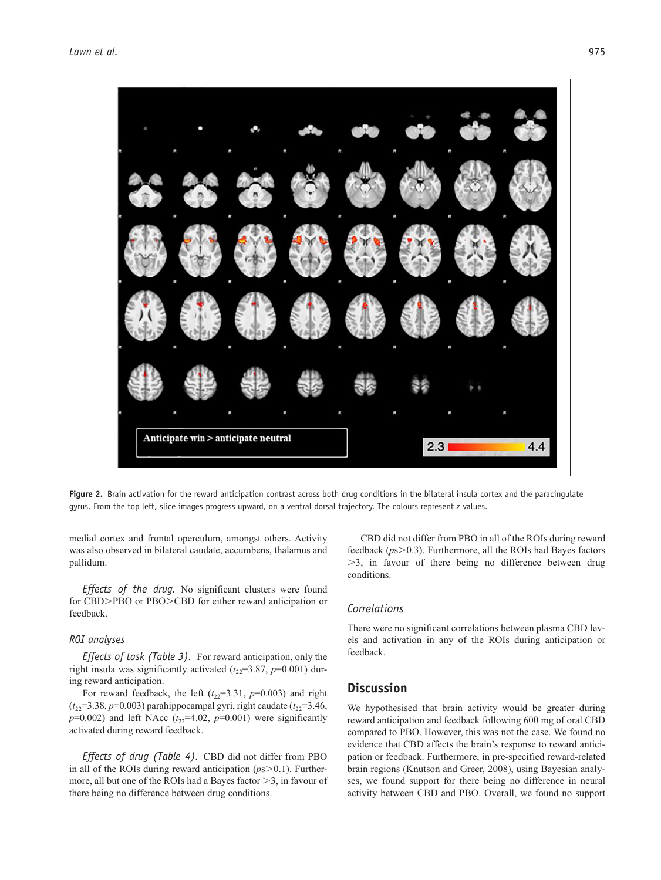Figure 2. Brain activation for the reward anticipation contrast across both drug conditions in the bilateral insula cortex and the paracingulate gyrus. From the top left, slice images progress upward, on a ventral dorsal trajectory. The colours represent $z$ values.

medial cortex and frontal operculum, amongst others. Activity was also observed in bilateral caudate, accumbens, thalamus and pallidum.

*Effects of the drug.* No significant clusters were found for CBD>PBO or PBO>CBD for either reward anticipation or feedback.

### ROI analyses

*Effects of task (Table 3).* For reward anticipation, only the right insula was significantly activated ($t_{22}$=3.87, $p$=0.001) during reward anticipation.

For reward feedback, the left ($t_{22}$=3.31, $p$=0.003) and right ($t_{22}$=3.38, $p$=0.003) parahippocampal gyri, right caudate ($t_{22}$=3.46, $p$=0.002) and left NAcc ($t_{22}$=4.02, $p$=0.001) were significantly activated during reward feedback.

*Effects of drug (Table 4).* CBD did not differ from PBO in all of the ROIs during reward anticipation ($p$s>0.1). Furthermore, all but one of the ROIs had a Bayes factor >3, in favour of there being no difference between drug conditions.

CBD did not differ from PBO in all of the ROIs during reward feedback ($p$s>0.3). Furthermore, all the ROIs had Bayes factors >3, in favour of there being no difference between drug conditions.

### Correlations

There were no significant correlations between plasma CBD levels and activation in any of the ROIs during anticipation or feedback.

## Discussion

We hypothesised that brain activity would be greater during reward anticipation and feedback following 600 mg of oral CBD compared to PBO. However, this was not the case. We found no evidence that CBD affects the brain's response to reward anticipation or feedback. Furthermore, in pre-specified reward-related brain regions (Knutson and Greer, 2008), using Bayesian analyses, we found support for there being no difference in neural activity between CBD and PBO. Overall, we found no support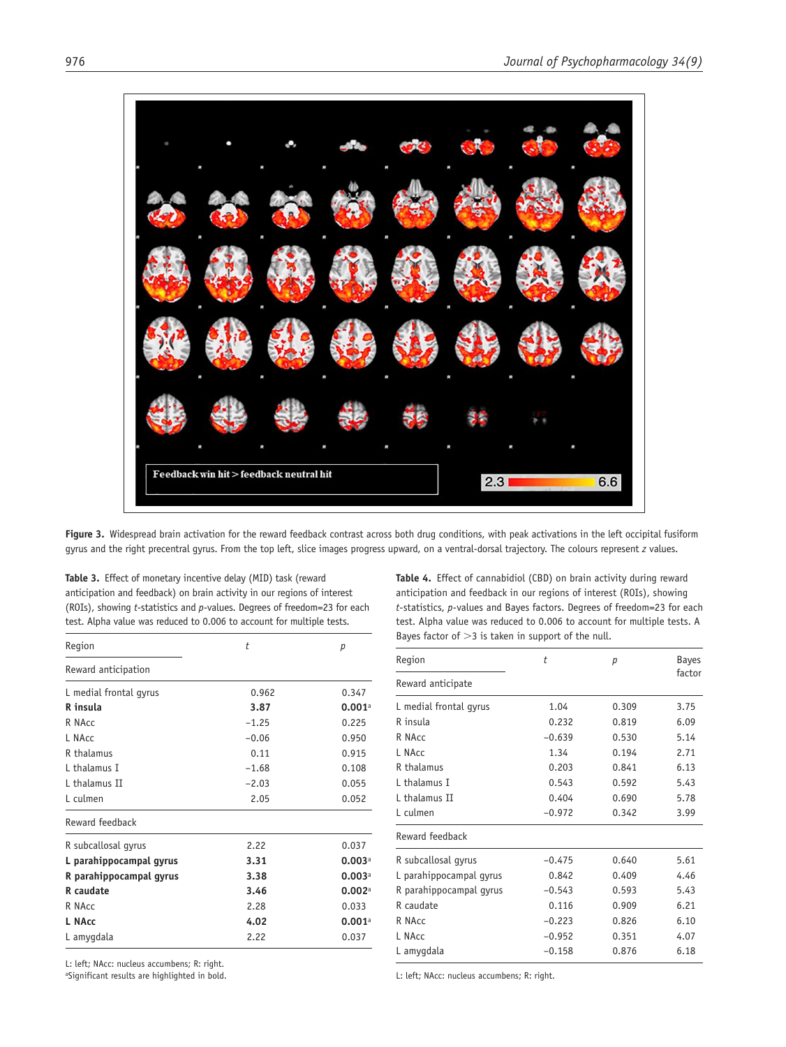**Figure 3.** Widespread brain activation for the reward feedback contrast across both drug conditions, with peak activations in the left occipital fusiform gyrus and the right precentral gyrus. From the top left, slice images progress upward, on a ventral-dorsal trajectory. The colours represent *z* values.

**Table 3.** Effect of monetary incentive delay (MID) task (reward anticipation and feedback) on brain activity in our regions of interest (ROIs), showing *t*-statistics and *p*-values. Degrees of freedom=23 for each test. Alpha value was reduced to 0.006 to account for multiple tests.

| Region | *t* | *p* |
|---|---|---|
| Reward anticipation | | |
| L medial frontal gyrus | 0.962 | 0.347 |
| **R insula** | **3.87** | **0.001**[a] |
| R NAcc | −1.25 | 0.225 |
| L NAcc | −0.06 | 0.950 |
| R thalamus | 0.11 | 0.915 |
| L thalamus I | −1.68 | 0.108 |
| L thalamus II | −2.03 | 0.055 |
| L culmen | 2.05 | 0.052 |
| Reward feedback | | |
| R subcallosal gyrus | 2.22 | 0.037 |
| **L parahippocampal gyrus** | **3.31** | **0.003**[a] |
| **R parahippocampal gyrus** | **3.38** | **0.003**[a] |
| **R caudate** | **3.46** | **0.002**[a] |
| R NAcc | 2.28 | 0.033 |
| **L NAcc** | **4.02** | **0.001**[a] |
| L amygdala | 2.22 | 0.037 |

L: left; NAcc: nucleus accumbens; R: right.
[a]Significant results are highlighted in bold.

**Table 4.** Effect of cannabidiol (CBD) on brain activity during reward anticipation and feedback in our regions of interest (ROIs), showing *t*-statistics, *p*-values and Bayes factors. Degrees of freedom=23 for each test. Alpha value was reduced to 0.006 to account for multiple tests. A Bayes factor of >3 is taken in support of the null.

| Region | *t* | *p* | Bayes factor |
|---|---|---|---|
| Reward anticipate | | | |
| L medial frontal gyrus | 1.04 | 0.309 | 3.75 |
| R insula | 0.232 | 0.819 | 6.09 |
| R NAcc | −0.639 | 0.530 | 5.14 |
| L NAcc | 1.34 | 0.194 | 2.71 |
| R thalamus | 0.203 | 0.841 | 6.13 |
| L thalamus I | 0.543 | 0.592 | 5.43 |
| L thalamus II | 0.404 | 0.690 | 5.78 |
| L culmen | −0.972 | 0.342 | 3.99 |
| Reward feedback | | | |
| R subcallosal gyrus | −0.475 | 0.640 | 5.61 |
| L parahippocampal gyrus | 0.842 | 0.409 | 4.46 |
| R parahippocampal gyrus | −0.543 | 0.593 | 5.43 |
| R caudate | 0.116 | 0.909 | 6.21 |
| R NAcc | −0.223 | 0.826 | 6.10 |
| L NAcc | −0.952 | 0.351 | 4.07 |
| L amygdala | −0.158 | 0.876 | 6.18 |

L: left; NAcc: nucleus accumbens; R: right.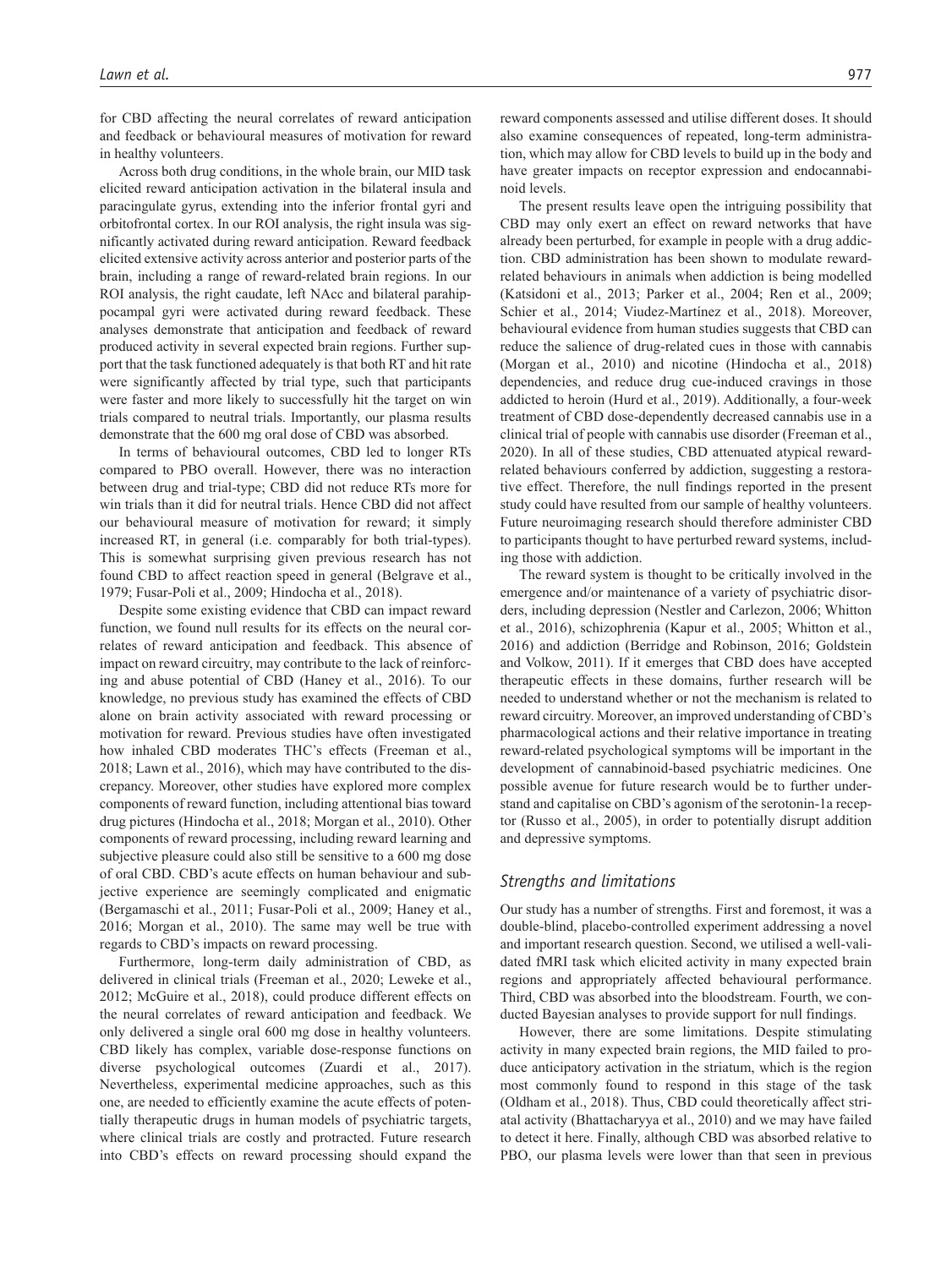for CBD affecting the neural correlates of reward anticipation and feedback or behavioural measures of motivation for reward in healthy volunteers.

Across both drug conditions, in the whole brain, our MID task elicited reward anticipation activation in the bilateral insula and paracingulate gyrus, extending into the inferior frontal gyri and orbitofrontal cortex. In our ROI analysis, the right insula was significantly activated during reward anticipation. Reward feedback elicited extensive activity across anterior and posterior parts of the brain, including a range of reward-related brain regions. In our ROI analysis, the right caudate, left NAcc and bilateral parahippocampal gyri were activated during reward feedback. These analyses demonstrate that anticipation and feedback of reward produced activity in several expected brain regions. Further support that the task functioned adequately is that both RT and hit rate were significantly affected by trial type, such that participants were faster and more likely to successfully hit the target on win trials compared to neutral trials. Importantly, our plasma results demonstrate that the 600 mg oral dose of CBD was absorbed.

In terms of behavioural outcomes, CBD led to longer RTs compared to PBO overall. However, there was no interaction between drug and trial-type; CBD did not reduce RTs more for win trials than it did for neutral trials. Hence CBD did not affect our behavioural measure of motivation for reward; it simply increased RT, in general (i.e. comparably for both trial-types). This is somewhat surprising given previous research has not found CBD to affect reaction speed in general (Belgrave et al., 1979; Fusar-Poli et al., 2009; Hindocha et al., 2018).

Despite some existing evidence that CBD can impact reward function, we found null results for its effects on the neural correlates of reward anticipation and feedback. This absence of impact on reward circuitry, may contribute to the lack of reinforcing and abuse potential of CBD (Haney et al., 2016). To our knowledge, no previous study has examined the effects of CBD alone on brain activity associated with reward processing or motivation for reward. Previous studies have often investigated how inhaled CBD moderates THC's effects (Freeman et al., 2018; Lawn et al., 2016), which may have contributed to the discrepancy. Moreover, other studies have explored more complex components of reward function, including attentional bias toward drug pictures (Hindocha et al., 2018; Morgan et al., 2010). Other components of reward processing, including reward learning and subjective pleasure could also still be sensitive to a 600 mg dose of oral CBD. CBD's acute effects on human behaviour and subjective experience are seemingly complicated and enigmatic (Bergamaschi et al., 2011; Fusar-Poli et al., 2009; Haney et al., 2016; Morgan et al., 2010). The same may well be true with regards to CBD's impacts on reward processing.

Furthermore, long-term daily administration of CBD, as delivered in clinical trials (Freeman et al., 2020; Leweke et al., 2012; McGuire et al., 2018), could produce different effects on the neural correlates of reward anticipation and feedback. We only delivered a single oral 600 mg dose in healthy volunteers. CBD likely has complex, variable dose-response functions on diverse psychological outcomes (Zuardi et al., 2017). Nevertheless, experimental medicine approaches, such as this one, are needed to efficiently examine the acute effects of potentially therapeutic drugs in human models of psychiatric targets, where clinical trials are costly and protracted. Future research into CBD's effects on reward processing should expand the reward components assessed and utilise different doses. It should also examine consequences of repeated, long-term administration, which may allow for CBD levels to build up in the body and have greater impacts on receptor expression and endocannabinoid levels.

The present results leave open the intriguing possibility that CBD may only exert an effect on reward networks that have already been perturbed, for example in people with a drug addiction. CBD administration has been shown to modulate reward-related behaviours in animals when addiction is being modelled (Katsidoni et al., 2013; Parker et al., 2004; Ren et al., 2009; Schier et al., 2014; Viudez-Martínez et al., 2018). Moreover, behavioural evidence from human studies suggests that CBD can reduce the salience of drug-related cues in those with cannabis (Morgan et al., 2010) and nicotine (Hindocha et al., 2018) dependencies, and reduce drug cue-induced cravings in those addicted to heroin (Hurd et al., 2019). Additionally, a four-week treatment of CBD dose-dependently decreased cannabis use in a clinical trial of people with cannabis use disorder (Freeman et al., 2020). In all of these studies, CBD attenuated atypical reward-related behaviours conferred by addiction, suggesting a restorative effect. Therefore, the null findings reported in the present study could have resulted from our sample of healthy volunteers. Future neuroimaging research should therefore administer CBD to participants thought to have perturbed reward systems, including those with addiction.

The reward system is thought to be critically involved in the emergence and/or maintenance of a variety of psychiatric disorders, including depression (Nestler and Carlezon, 2006; Whitton et al., 2016), schizophrenia (Kapur et al., 2005; Whitton et al., 2016) and addiction (Berridge and Robinson, 2016; Goldstein and Volkow, 2011). If it emerges that CBD does have accepted therapeutic effects in these domains, further research will be needed to understand whether or not the mechanism is related to reward circuitry. Moreover, an improved understanding of CBD's pharmacological actions and their relative importance in treating reward-related psychological symptoms will be important in the development of cannabinoid-based psychiatric medicines. One possible avenue for future research would be to further understand and capitalise on CBD's agonism of the serotonin-1a receptor (Russo et al., 2005), in order to potentially disrupt addition and depressive symptoms.

### Strengths and limitations

Our study has a number of strengths. First and foremost, it was a double-blind, placebo-controlled experiment addressing a novel and important research question. Second, we utilised a well-validated fMRI task which elicited activity in many expected brain regions and appropriately affected behavioural performance. Third, CBD was absorbed into the bloodstream. Fourth, we conducted Bayesian analyses to provide support for null findings.

However, there are some limitations. Despite stimulating activity in many expected brain regions, the MID failed to produce anticipatory activation in the striatum, which is the region most commonly found to respond in this stage of the task (Oldham et al., 2018). Thus, CBD could theoretically affect striatal activity (Bhattacharyya et al., 2010) and we may have failed to detect it here. Finally, although CBD was absorbed relative to PBO, our plasma levels were lower than that seen in previous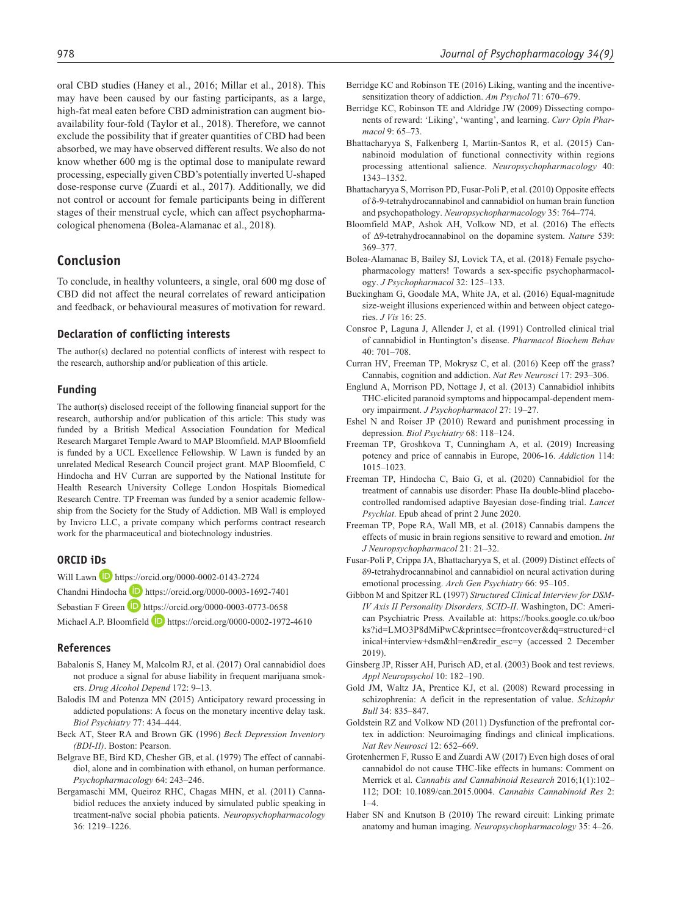oral CBD studies (Haney et al., 2016; Millar et al., 2018). This may have been caused by our fasting participants, as a large, high-fat meal eaten before CBD administration can augment bioavailability four-fold (Taylor et al., 2018). Therefore, we cannot exclude the possibility that if greater quantities of CBD had been absorbed, we may have observed different results. We also do not know whether 600 mg is the optimal dose to manipulate reward processing, especially given CBD's potentially inverted U-shaped dose-response curve (Zuardi et al., 2017). Additionally, we did not control or account for female participants being in different stages of their menstrual cycle, which can affect psychopharmacological phenomena (Bolea-Alamanac et al., 2018).

## Conclusion

To conclude, in healthy volunteers, a single, oral 600 mg dose of CBD did not affect the neural correlates of reward anticipation and feedback, or behavioural measures of motivation for reward.

### Declaration of conflicting interests

The author(s) declared no potential conflicts of interest with respect to the research, authorship and/or publication of this article.

### Funding

The author(s) disclosed receipt of the following financial support for the research, authorship and/or publication of this article: This study was funded by a British Medical Association Foundation for Medical Research Margaret Temple Award to MAP Bloomfield. MAP Bloomfield is funded by a UCL Excellence Fellowship. W Lawn is funded by an unrelated Medical Research Council project grant. MAP Bloomfield, C Hindocha and HV Curran are supported by the National Institute for Health Research University College London Hospitals Biomedical Research Centre. TP Freeman was funded by a senior academic fellowship from the Society for the Study of Addiction. MB Wall is employed by Invicro LLC, a private company which performs contract research work for the pharmaceutical and biotechnology industries.

### ORCID iDs

Will Lawn https://orcid.org/0000-0002-0143-2724

Chandni Hindocha https://orcid.org/0000-0003-1692-7401

Sebastian F Green https://orcid.org/0000-0003-0773-0658

Michael A.P. Bloomfield https://orcid.org/0000-0002-1972-4610

### References

Babalonis S, Haney M, Malcolm RJ, et al. (2017) Oral cannabidiol does not produce a signal for abuse liability in frequent marijuana smokers. *Drug Alcohol Depend* 172: 9–13.

Balodis IM and Potenza MN (2015) Anticipatory reward processing in addicted populations: A focus on the monetary incentive delay task. *Biol Psychiatry* 77: 434–444.

Beck AT, Steer RA and Brown GK (1996) *Beck Depression Inventory (BDI-II)*. Boston: Pearson.

Belgrave BE, Bird KD, Chesher GB, et al. (1979) The effect of cannabidiol, alone and in combination with ethanol, on human performance. *Psychopharmacology* 64: 243–246.

Bergamaschi MM, Queiroz RHC, Chagas MHN, et al. (2011) Cannabidiol reduces the anxiety induced by simulated public speaking in treatment-naïve social phobia patients. *Neuropsychopharmacology* 36: 1219–1226.

Berridge KC and Robinson TE (2016) Liking, wanting and the incentive-sensitization theory of addiction. *Am Psychol* 71: 670–679.

Berridge KC, Robinson TE and Aldridge JW (2009) Dissecting components of reward: 'Liking', 'wanting', and learning. *Curr Opin Pharmacol* 9: 65–73.

Bhattacharyya S, Falkenberg I, Martin-Santos R, et al. (2015) Cannabinoid modulation of functional connectivity within regions processing attentional salience. *Neuropsychopharmacology* 40: 1343–1352.

Bhattacharyya S, Morrison PD, Fusar-Poli P, et al. (2010) Opposite effects of δ-9-tetrahydrocannabinol and cannabidiol on human brain function and psychopathology. *Neuropsychopharmacology* 35: 764–774.

Bloomfield MAP, Ashok AH, Volkow ND, et al. (2016) The effects of Δ9-tetrahydrocannabinol on the dopamine system. *Nature* 539: 369–377.

Bolea-Alamanac B, Bailey SJ, Lovick TA, et al. (2018) Female psychopharmacology matters! Towards a sex-specific psychopharmacology. *J Psychopharmacol* 32: 125–133.

Buckingham G, Goodale MA, White JA, et al. (2016) Equal-magnitude size-weight illusions experienced within and between object categories. *J Vis* 16: 25.

Consroe P, Laguna J, Allender J, et al. (1991) Controlled clinical trial of cannabidiol in Huntington's disease. *Pharmacol Biochem Behav* 40: 701–708.

Curran HV, Freeman TP, Mokrysz C, et al. (2016) Keep off the grass? Cannabis, cognition and addiction. *Nat Rev Neurosci* 17: 293–306.

Englund A, Morrison PD, Nottage J, et al. (2013) Cannabidiol inhibits THC-elicited paranoid symptoms and hippocampal-dependent memory impairment. *J Psychopharmacol* 27: 19–27.

Eshel N and Roiser JP (2010) Reward and punishment processing in depression. *Biol Psychiatry* 68: 118–124.

Freeman TP, Groshkova T, Cunningham A, et al. (2019) Increasing potency and price of cannabis in Europe, 2006-16. *Addiction* 114: 1015–1023.

Freeman TP, Hindocha C, Baio G, et al. (2020) Cannabidiol for the treatment of cannabis use disorder: Phase IIa double-blind placebo-controlled randomised adaptive Bayesian dose-finding trial. *Lancet Psychiat*. Epub ahead of print 2 June 2020.

Freeman TP, Pope RA, Wall MB, et al. (2018) Cannabis dampens the effects of music in brain regions sensitive to reward and emotion. *Int J Neuropsychopharmacol* 21: 21–32.

Fusar-Poli P, Crippa JA, Bhattacharyya S, et al. (2009) Distinct effects of δ9-tetrahydrocannabinol and cannabidiol on neural activation during emotional processing. *Arch Gen Psychiatry* 66: 95–105.

Gibbon M and Spitzer RL (1997) *Structured Clinical Interview for DSM-IV Axis II Personality Disorders, SCID-II*. Washington, DC: American Psychiatric Press. Available at: https://books.google.co.uk/books?id=LMO3P8dMiPwC&printsec=frontcover&dq=structured+clinical+interview+dsm&hl=en&redir_esc=y (accessed 2 December 2019).

Ginsberg JP, Risser AH, Purisch AD, et al. (2003) Book and test reviews. *Appl Neuropsychol* 10: 182–190.

Gold JM, Waltz JA, Prentice KJ, et al. (2008) Reward processing in schizophrenia: A deficit in the representation of value. *Schizophr Bull* 34: 835–847.

Goldstein RZ and Volkow ND (2011) Dysfunction of the prefrontal cortex in addiction: Neuroimaging findings and clinical implications. *Nat Rev Neurosci* 12: 652–669.

Grotenhermen F, Russo E and Zuardi AW (2017) Even high doses of oral cannabidol do not cause THC-like effects in humans: Comment on Merrick et al. *Cannabis and Cannabinoid Research* 2016;1(1):102–112; DOI: 10.1089/can.2015.0004. *Cannabis Cannabinoid Res* 2: 1–4.

Haber SN and Knutson B (2010) The reward circuit: Linking primate anatomy and human imaging. *Neuropsychopharmacology* 35: 4–26.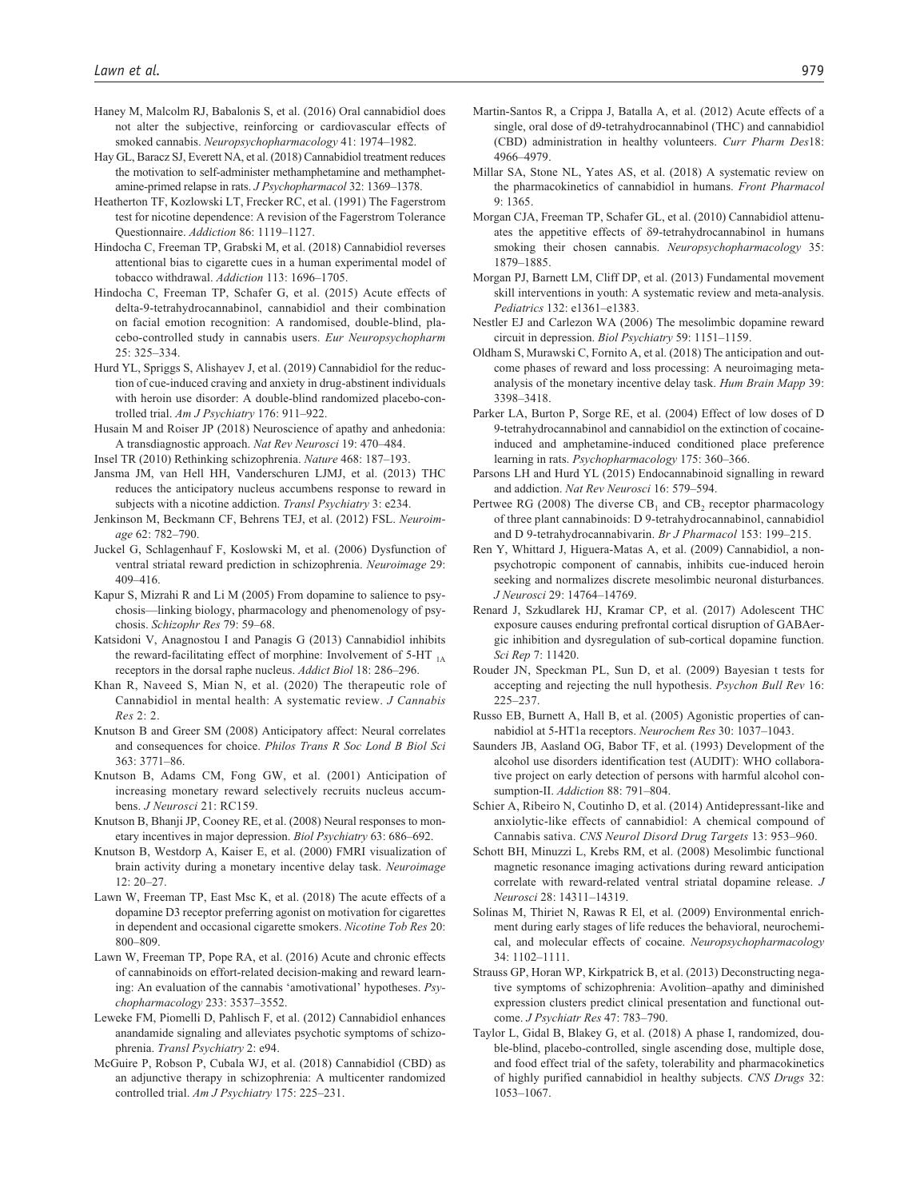Haney M, Malcolm RJ, Babalonis S, et al. (2016) Oral cannabidiol does not alter the subjective, reinforcing or cardiovascular effects of smoked cannabis. *Neuropsychopharmacology* 41: 1974–1982.

Hay GL, Baracz SJ, Everett NA, et al. (2018) Cannabidiol treatment reduces the motivation to self-administer methamphetamine and methamphetamine-primed relapse in rats. *J Psychopharmacol* 32: 1369–1378.

Heatherton TF, Kozlowski LT, Frecker RC, et al. (1991) The Fagerstrom test for nicotine dependence: A revision of the Fagerstrom Tolerance Questionnaire. *Addiction* 86: 1119–1127.

Hindocha C, Freeman TP, Grabski M, et al. (2018) Cannabidiol reverses attentional bias to cigarette cues in a human experimental model of tobacco withdrawal. *Addiction* 113: 1696–1705.

Hindocha C, Freeman TP, Schafer G, et al. (2015) Acute effects of delta-9-tetrahydrocannabinol, cannabidiol and their combination on facial emotion recognition: A randomised, double-blind, placebo-controlled study in cannabis users. *Eur Neuropsychopharm* 25: 325–334.

Hurd YL, Spriggs S, Alishayev J, et al. (2019) Cannabidiol for the reduction of cue-induced craving and anxiety in drug-abstinent individuals with heroin use disorder: A double-blind randomized placebo-controlled trial. *Am J Psychiatry* 176: 911–922.

Husain M and Roiser JP (2018) Neuroscience of apathy and anhedonia: A transdiagnostic approach. *Nat Rev Neurosci* 19: 470–484.

Insel TR (2010) Rethinking schizophrenia. *Nature* 468: 187–193.

Jansma JM, van Hell HH, Vanderschuren LJMJ, et al. (2013) THC reduces the anticipatory nucleus accumbens response to reward in subjects with a nicotine addiction. *Transl Psychiatry* 3: e234.

Jenkinson M, Beckmann CF, Behrens TEJ, et al. (2012) FSL. *Neuroimage* 62: 782–790.

Juckel G, Schlagenhauf F, Koslowski M, et al. (2006) Dysfunction of ventral striatal reward prediction in schizophrenia. *Neuroimage* 29: 409–416.

Kapur S, Mizrahi R and Li M (2005) From dopamine to salience to psychosis—linking biology, pharmacology and phenomenology of psychosis. *Schizophr Res* 79: 59–68.

Katsidoni V, Anagnostou I and Panagis G (2013) Cannabidiol inhibits the reward-facilitating effect of morphine: Involvement of 5-HT $_{1A}$ receptors in the dorsal raphe nucleus. *Addict Biol* 18: 286–296.

Khan R, Naveed S, Mian N, et al. (2020) The therapeutic role of Cannabidiol in mental health: A systematic review. *J Cannabis Res* 2: 2.

Knutson B and Greer SM (2008) Anticipatory affect: Neural correlates and consequences for choice. *Philos Trans R Soc Lond B Biol Sci* 363: 3771–86.

Knutson B, Adams CM, Fong GW, et al. (2001) Anticipation of increasing monetary reward selectively recruits nucleus accumbens. *J Neurosci* 21: RC159.

Knutson B, Bhanji JP, Cooney RE, et al. (2008) Neural responses to monetary incentives in major depression. *Biol Psychiatry* 63: 686–692.

Knutson B, Westdorp A, Kaiser E, et al. (2000) FMRI visualization of brain activity during a monetary incentive delay task. *Neuroimage* 12: 20–27.

Lawn W, Freeman TP, East Msc K, et al. (2018) The acute effects of a dopamine D3 receptor preferring agonist on motivation for cigarettes in dependent and occasional cigarette smokers. *Nicotine Tob Res* 20: 800–809.

Lawn W, Freeman TP, Pope RA, et al. (2016) Acute and chronic effects of cannabinoids on effort-related decision-making and reward learning: An evaluation of the cannabis 'amotivational' hypotheses. *Psychopharmacology* 233: 3537–3552.

Leweke FM, Piomelli D, Pahlisch F, et al. (2012) Cannabidiol enhances anandamide signaling and alleviates psychotic symptoms of schizophrenia. *Transl Psychiatry* 2: e94.

McGuire P, Robson P, Cubala WJ, et al. (2018) Cannabidiol (CBD) as an adjunctive therapy in schizophrenia: A multicenter randomized controlled trial. *Am J Psychiatry* 175: 225–231.

Martin-Santos R, a Crippa J, Batalla A, et al. (2012) Acute effects of a single, oral dose of d9-tetrahydrocannabinol (THC) and cannabidiol (CBD) administration in healthy volunteers. *Curr Pharm Des*18: 4966–4979.

Millar SA, Stone NL, Yates AS, et al. (2018) A systematic review on the pharmacokinetics of cannabidiol in humans. *Front Pharmacol* 9: 1365.

Morgan CJA, Freeman TP, Schafer GL, et al. (2010) Cannabidiol attenuates the appetitive effects of δ9-tetrahydrocannabinol in humans smoking their chosen cannabis. *Neuropsychopharmacology* 35: 1879–1885.

Morgan PJ, Barnett LM, Cliff DP, et al. (2013) Fundamental movement skill interventions in youth: A systematic review and meta-analysis. *Pediatrics* 132: e1361–e1383.

Nestler EJ and Carlezon WA (2006) The mesolimbic dopamine reward circuit in depression. *Biol Psychiatry* 59: 1151–1159.

Oldham S, Murawski C, Fornito A, et al. (2018) The anticipation and outcome phases of reward and loss processing: A neuroimaging meta-analysis of the monetary incentive delay task. *Hum Brain Mapp* 39: 3398–3418.

Parker LA, Burton P, Sorge RE, et al. (2004) Effect of low doses of D 9-tetrahydrocannabinol and cannabidiol on the extinction of cocaine-induced and amphetamine-induced conditioned place preference learning in rats. *Psychopharmacology* 175: 360–366.

Parsons LH and Hurd YL (2015) Endocannabinoid signalling in reward and addiction. *Nat Rev Neurosci* 16: 579–594.

Pertwee RG (2008) The diverse $CB_1$ and $CB_2$ receptor pharmacology of three plant cannabinoids: D 9-tetrahydrocannabinol, cannabidiol and D 9-tetrahydrocannabivarin. *Br J Pharmacol* 153: 199–215.

Ren Y, Whittard J, Higuera-Matas A, et al. (2009) Cannabidiol, a non-psychotropic component of cannabis, inhibits cue-induced heroin seeking and normalizes discrete mesolimbic neuronal disturbances. *J Neurosci* 29: 14764–14769.

Renard J, Szkudlarek HJ, Kramar CP, et al. (2017) Adolescent THC exposure causes enduring prefrontal cortical disruption of GABAergic inhibition and dysregulation of sub-cortical dopamine function. *Sci Rep* 7: 11420.

Rouder JN, Speckman PL, Sun D, et al. (2009) Bayesian t tests for accepting and rejecting the null hypothesis. *Psychon Bull Rev* 16: 225–237.

Russo EB, Burnett A, Hall B, et al. (2005) Agonistic properties of cannabidiol at 5-HT1a receptors. *Neurochem Res* 30: 1037–1043.

Saunders JB, Aasland OG, Babor TF, et al. (1993) Development of the alcohol use disorders identification test (AUDIT): WHO collaborative project on early detection of persons with harmful alcohol consumption-II. *Addiction* 88: 791–804.

Schier A, Ribeiro N, Coutinho D, et al. (2014) Antidepressant-like and anxiolytic-like effects of cannabidiol: A chemical compound of Cannabis sativa. *CNS Neurol Disord Drug Targets* 13: 953–960.

Schott BH, Minuzzi L, Krebs RM, et al. (2008) Mesolimbic functional magnetic resonance imaging activations during reward anticipation correlate with reward-related ventral striatal dopamine release. *J Neurosci* 28: 14311–14319.

Solinas M, Thiriet N, Rawas R El, et al. (2009) Environmental enrichment during early stages of life reduces the behavioral, neurochemical, and molecular effects of cocaine. *Neuropsychopharmacology* 34: 1102–1111.

Strauss GP, Horan WP, Kirkpatrick B, et al. (2013) Deconstructing negative symptoms of schizophrenia: Avolition–apathy and diminished expression clusters predict clinical presentation and functional outcome. *J Psychiatr Res* 47: 783–790.

Taylor L, Gidal B, Blakey G, et al. (2018) A phase I, randomized, double-blind, placebo-controlled, single ascending dose, multiple dose, and food effect trial of the safety, tolerability and pharmacokinetics of highly purified cannabidiol in healthy subjects. *CNS Drugs* 32: 1053–1067.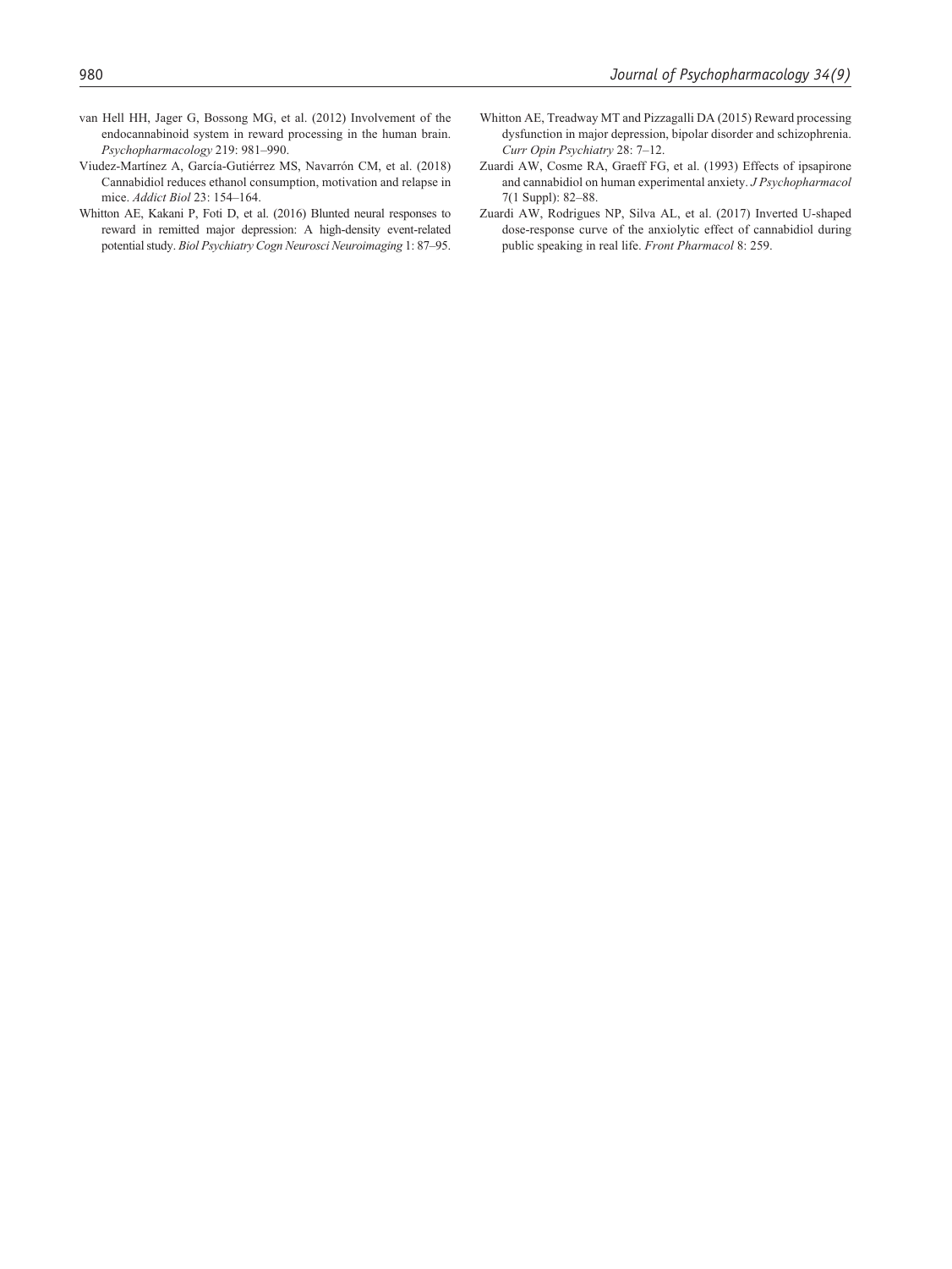van Hell HH, Jager G, Bossong MG, et al. (2012) Involvement of the endocannabinoid system in reward processing in the human brain. *Psychopharmacology* 219: 981–990.

Viudez-Martínez A, García-Gutiérrez MS, Navarrón CM, et al. (2018) Cannabidiol reduces ethanol consumption, motivation and relapse in mice. *Addict Biol* 23: 154–164.

Whitton AE, Kakani P, Foti D, et al. (2016) Blunted neural responses to reward in remitted major depression: A high-density event-related potential study. *Biol Psychiatry Cogn Neurosci Neuroimaging* 1: 87–95.

Whitton AE, Treadway MT and Pizzagalli DA (2015) Reward processing dysfunction in major depression, bipolar disorder and schizophrenia. *Curr Opin Psychiatry* 28: 7–12.

Zuardi AW, Cosme RA, Graeff FG, et al. (1993) Effects of ipsapirone and cannabidiol on human experimental anxiety. *J Psychopharmacol* 7(1 Suppl): 82–88.

Zuardi AW, Rodrigues NP, Silva AL, et al. (2017) Inverted U-shaped dose-response curve of the anxiolytic effect of cannabidiol during public speaking in real life. *Front Pharmacol* 8: 259.